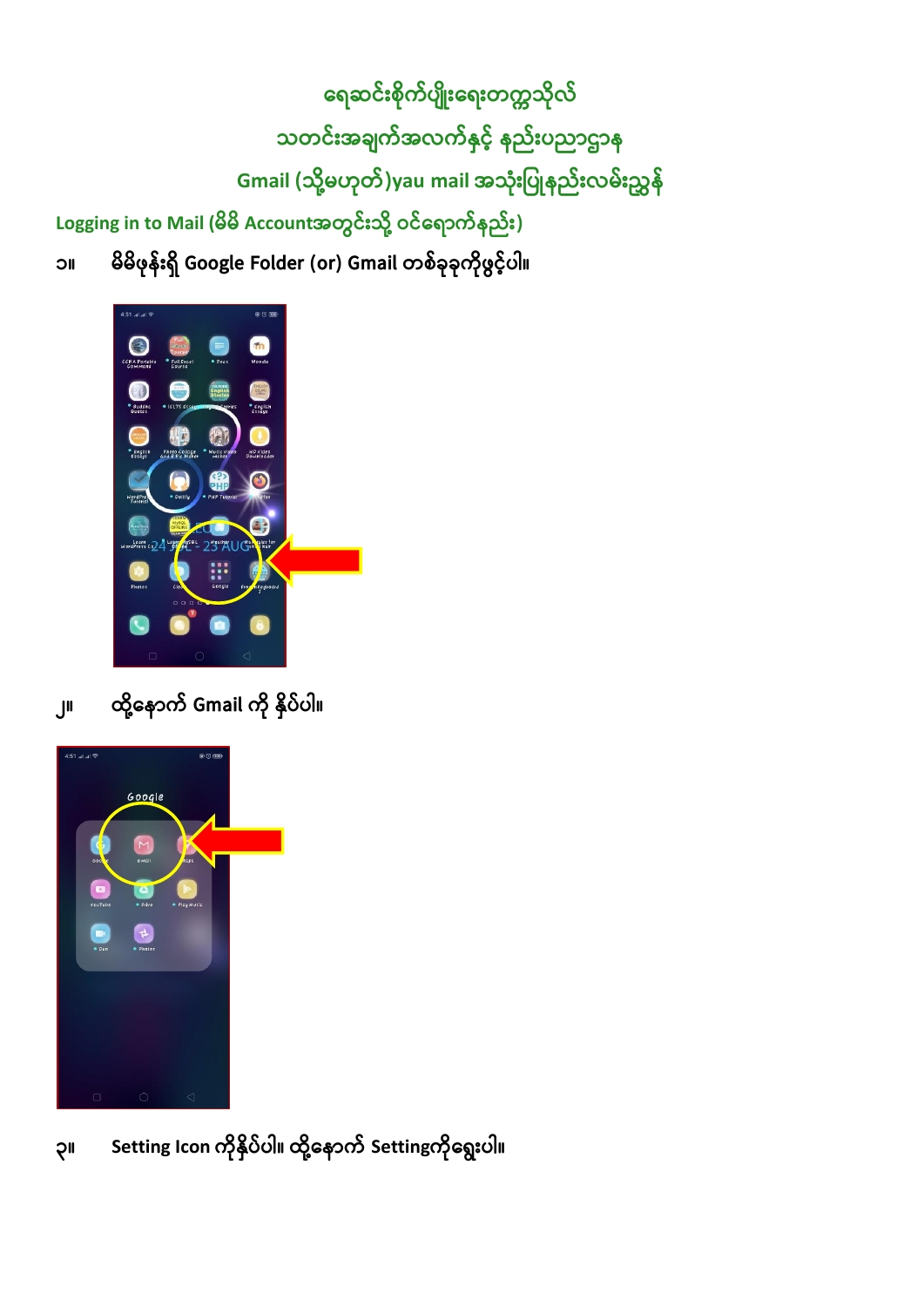# ရေဆင်းစိုက်ပျိုးရေးတက္ကသိုလ်

## သတင်းအချက်အလက်နှင့် နည်းပညာဌာန

## Gmail (သို့မဟုတ်)yau mail အသုံးပြုနည်းလမ်းညွှန်

### Logging in to Mail (မိမိ Accountအတွင်းသို့ ဝင်ရောက်နည်း)

၁။ မိမိဖုန်းရှိ Google Folder (or) Gmail တစ်ခုခုကိုဖွင့်ပါ။

၂။ ထို့နောက် Gmail ကို နှိပ်ပါ။

၃။ Setting Icon ကိုနှိပ်ပါ။ ထို့နောက် Settingကိုရွေးပါ။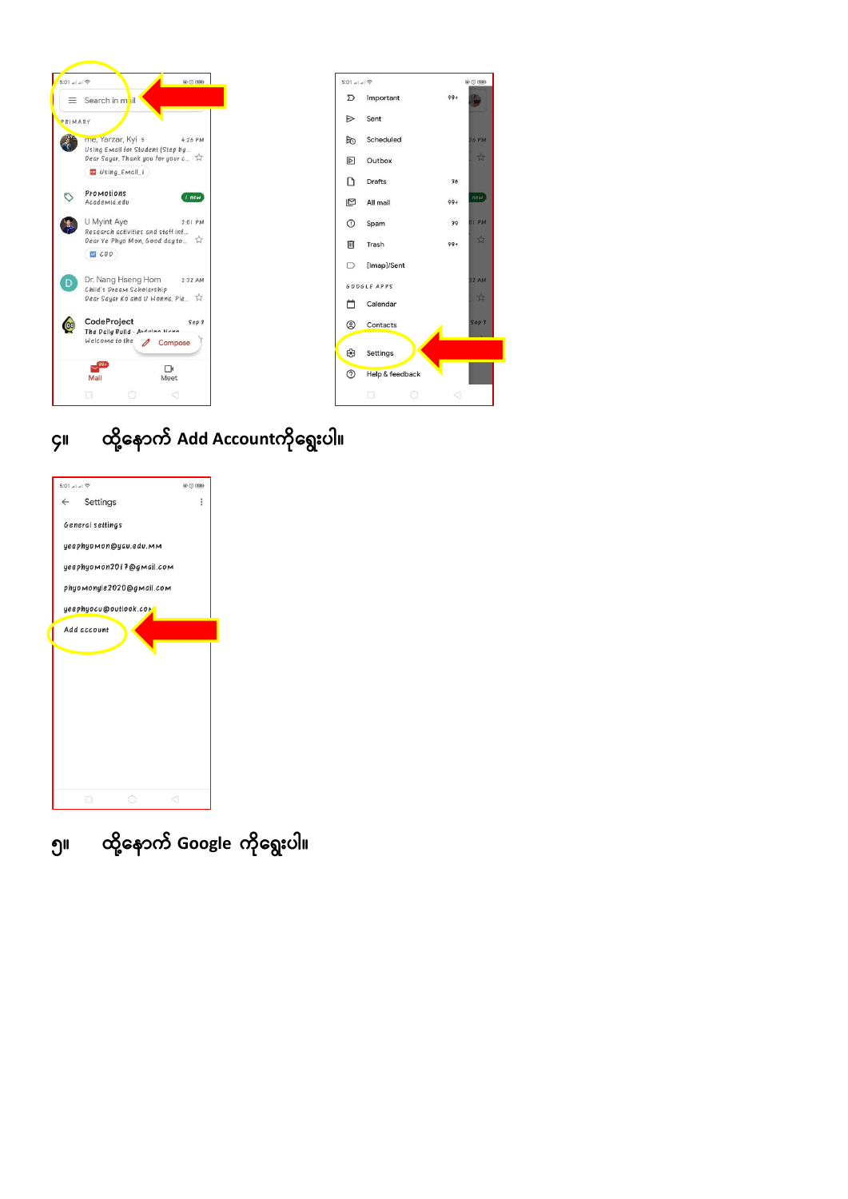၄။ ထို့နောက် Add Accountကိုရွေးပါ။

၅။ ထို့နောက် Google ကိုရွေးပါ။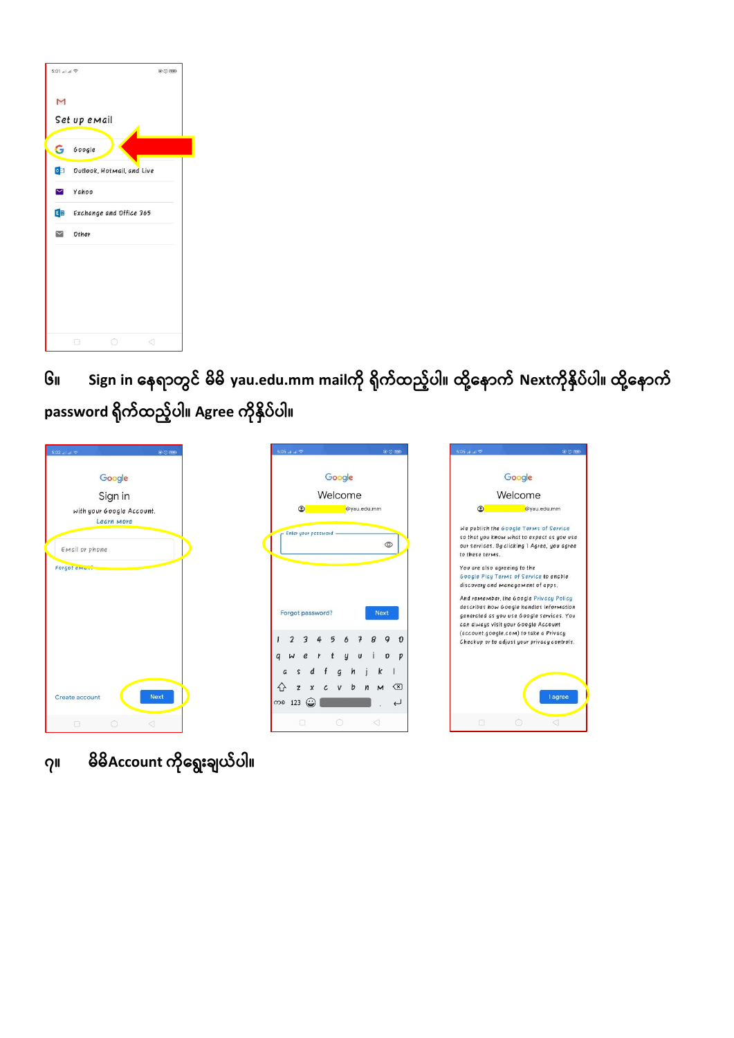၆။ Sign in နေရာတွင် မိမိ yau.edu.mm mailကို ရိုက်ထည့်ပါ။ ထို့နောက် Nextကိုနှိပ်ပါ။ ထို့နောက် password ရိုက်ထည့်ပါ။ Agree ကိုနှိပ်ပါ။

၇။ မိမိAccount ကိုရွေးချယ်ပါ။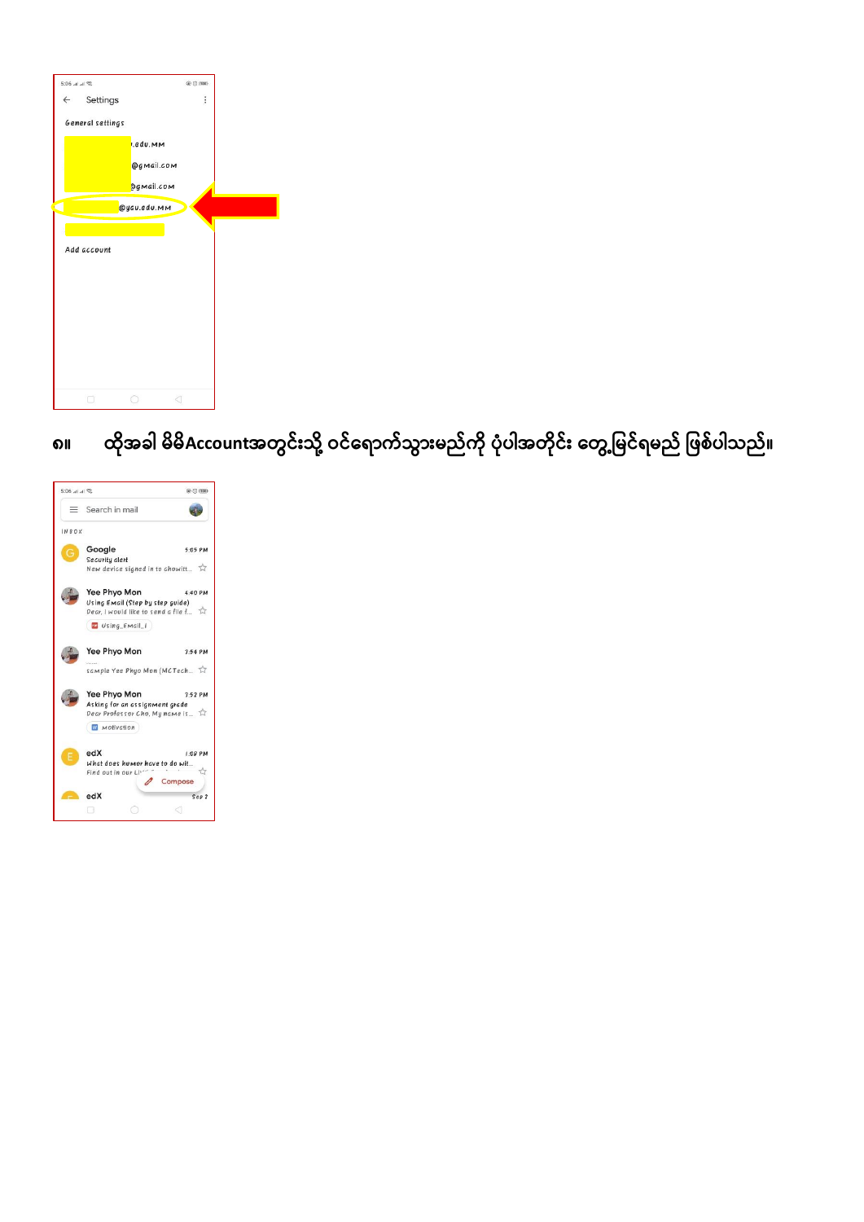၈။ ထိုအခါ မိမိAccountအတွင်းသို့ ဝင်ရောက်သွားမည်ကို ပုံပါအတိုင်း တွေ့မြင်ရမည် ဖြစ်ပါသည်။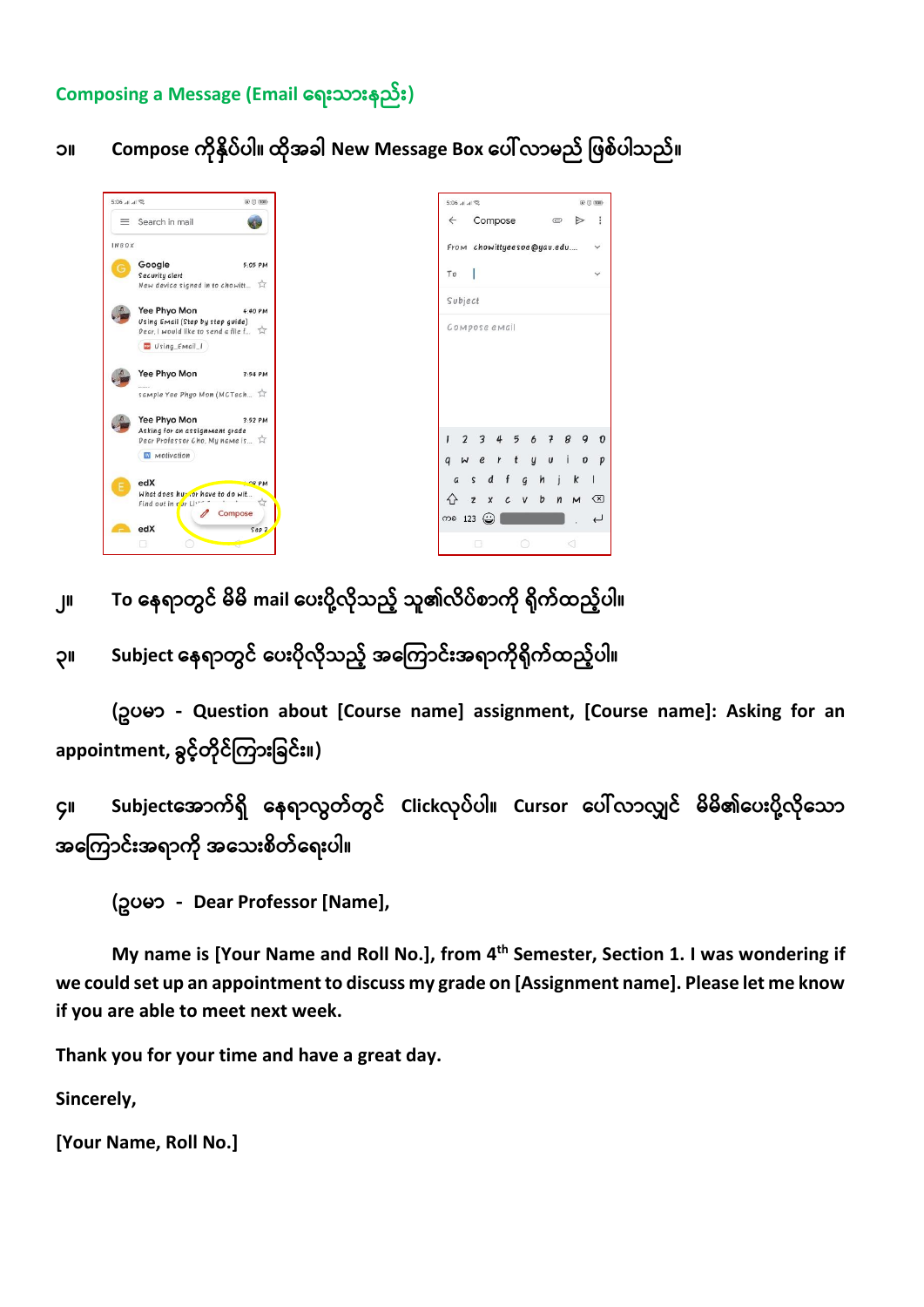## Composing a Message (Email ရေးသားနည်း)

၁။ Compose ကိုနှိပ်ပါ။ ထိုအခါ New Message Box ပေါ်လာမည် ဖြစ်ပါသည်။

၂။ To နေရာတွင် မိမိ mail ပေးပို့လိုသည့် သူ၏လိပ်စာကို ရိုက်ထည့်ပါ။

၃။ Subject နေရာတွင် ပေးပို့လိုသည့် အကြောင်းအရာကိုရိုက်ထည့်ပါ။

(ဥပမာ - Question about [Course name] assignment, [Course name]: Asking for an appointment, ခွင့်တိုင်ကြားခြင်း။)

၄။ Subjectအောက်ရှိ နေရာလွတ်တွင် Clickလုပ်ပါ။ Cursor ပေါ်လာလျှင် မိမိ၏ပေးပို့လိုသော အကြောင်းအရာကို အသေးစိတ်ရေးပါ။

(ဥပမာ - **Dear Professor [Name],**

**My name is [Your Name and Roll No.], from 4th Semester, Section 1. I was wondering if we could set up an appointment to discuss my grade on [Assignment name]. Please let me know if you are able to meet next week.**

**Thank you for your time and have a great day.**

**Sincerely,**

**[Your Name, Roll No.]**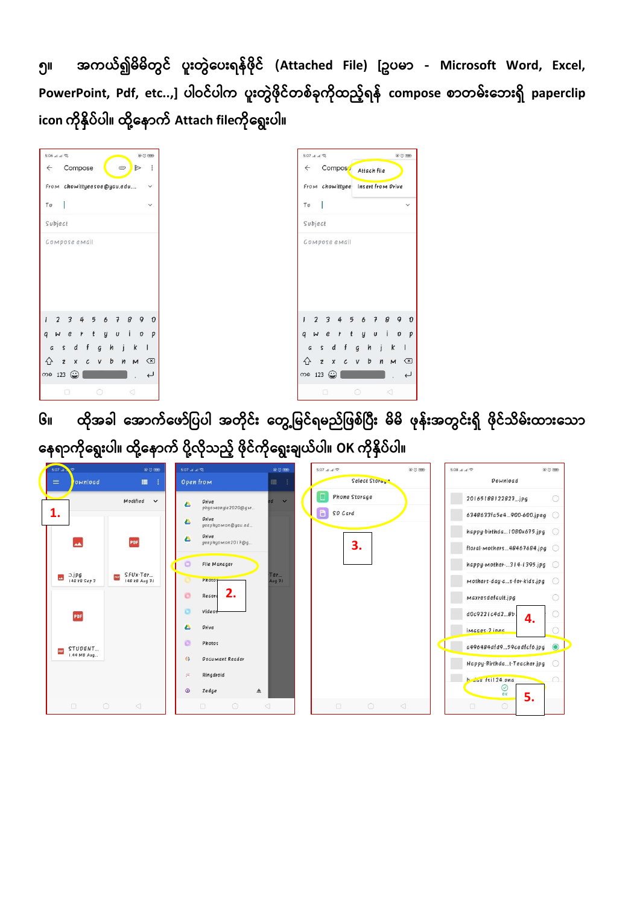၅။ အကယ်၍မိမိတွင် ပူးတွဲပေးရန်ဖိုင် (Attached File) [ဥပမာ - Microsoft Word, Excel, PowerPoint, Pdf, etc..,] ပါဝင်ပါက ပူးတွဲဖိုင်တစ်ခုကိုထည့်ရန် compose စာတမ်းခေါင်းရှိ paperclip icon ကိုနှိပ်ပါ။ ထို့နောက် Attach fileကိုရွေးပါ။

၆။ ထိုအခါ အောက်ဖော်ပြပါ အတိုင်း တွေ့မြင်ရမည်ဖြစ်ပြီး မိမိ ဖုန်းအတွင်းရှိ ဖိုင်သိမ်းထားသော နေရာကိုရွေးပါ။ ထို့နောက် ပို့လိုသည့် ဖိုင်ကိုရွေးချယ်ပါ။ OK ကိုနှိပ်ပါ။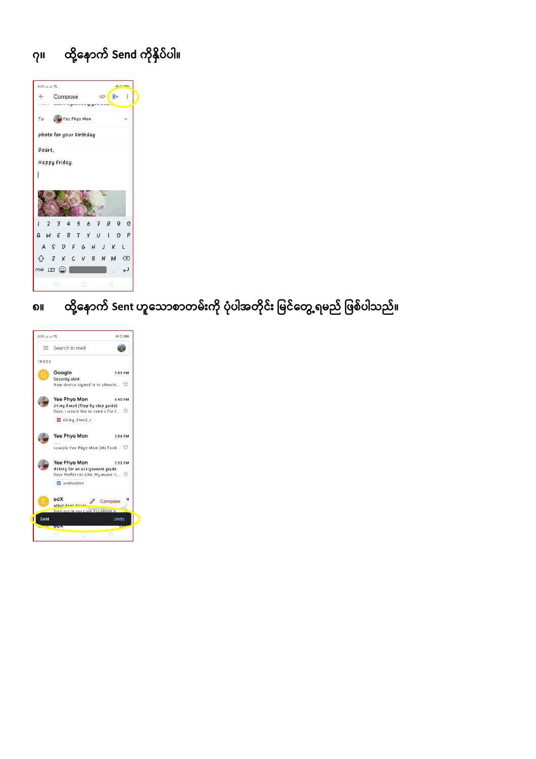၇။ ထို့နောက် Send ကိုနှိပ်ပါ။

၈။ ထို့နောက် Sent ဟူသောစာတမ်းကို ပုံပါအတိုင်း မြင်တွေ့ရမည် ဖြစ်ပါသည်။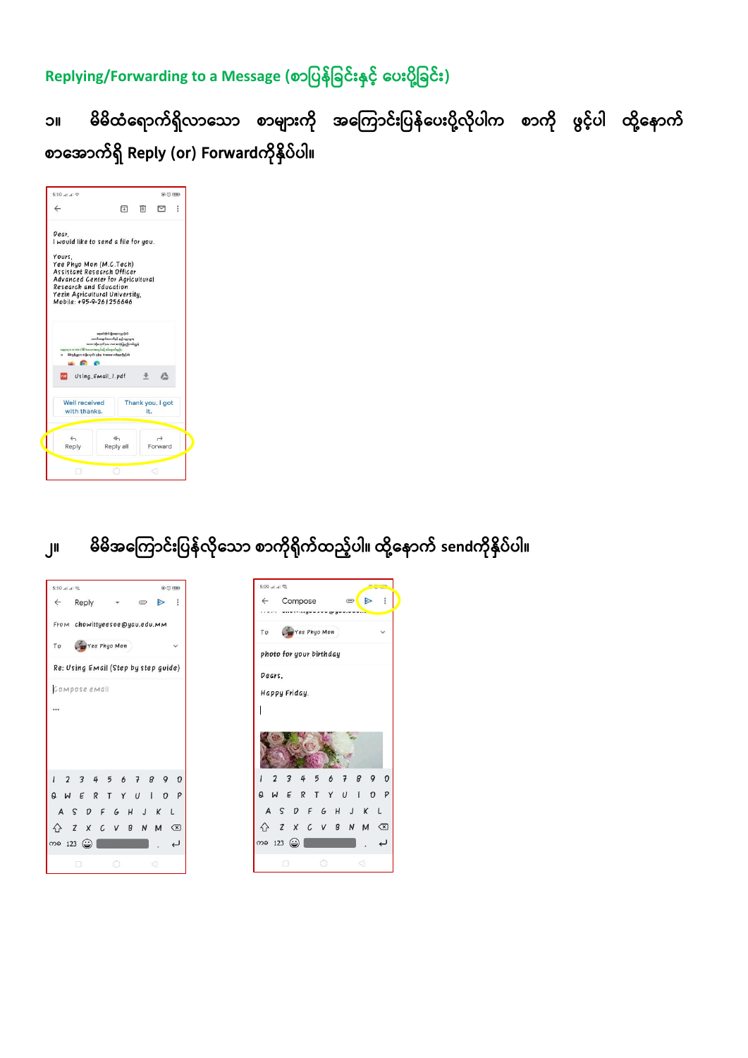## Replying/Forwarding to a Message (စာပြန်ခြင်းနှင့် ပေးပို့ခြင်း)

၁။ မိမိထံရောက်ရှိလာသော စာများကို အကြောင်းပြန်ပေးပို့လိုပါက စာကို ဖွင့်ပါ ထို့နောက် စာအောက်ရှိ Reply (or) Forwardကိုနှိပ်ပါ။

၂။ မိမိအကြောင်းပြန်လိုသော စာကိုရိုက်ထည့်ပါ။ ထို့နောက် sendကိုနှိပ်ပါ။